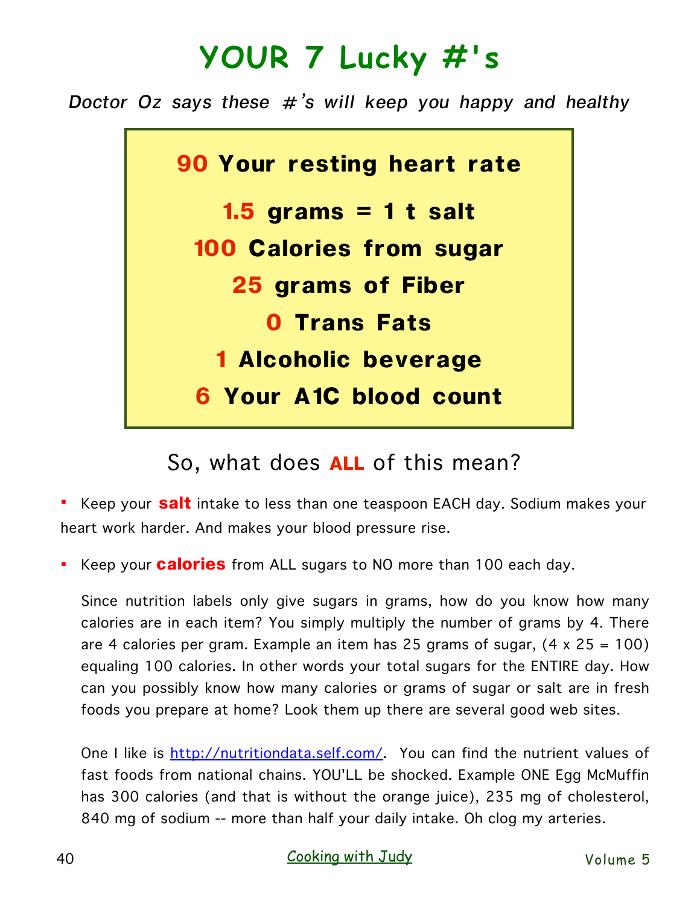# YOUR 7 Lucky #'s

*Doctor Oz says these #'s will keep you happy and healthy*

**90 Your resting heart rate**

**1.5 grams = 1 t salt**

**100 Calories from sugar**

**25 grams of Fiber**

**0 Trans Fats**

**1 Alcoholic beverage**

**6 Your A1C blood count**

## So, what does **ALL** of this mean?

- Keep your **salt** intake to less than one teaspoon EACH day. Sodium makes your heart work harder. And makes your blood pressure rise.

- Keep your **calories** from ALL sugars to NO more than 100 each day.

  Since nutrition labels only give sugars in grams, how do you know how many calories are in each item? You simply multiply the number of grams by 4. There are 4 calories per gram. Example an item has 25 grams of sugar, (4 x 25 = 100) equaling 100 calories. In other words your total sugars for the ENTIRE day. How can you possibly know how many calories or grams of sugar or salt are in fresh foods you prepare at home? Look them up there are several good web sites.

  One I like is http://nutritiondata.self.com/. You can find the nutrient values of fast foods from national chains. YOU'LL be shocked. Example ONE Egg McMuffin has 300 calories (and that is without the orange juice), 235 mg of cholesterol, 840 mg of sodium -- more than half your daily intake. Oh clog my arteries.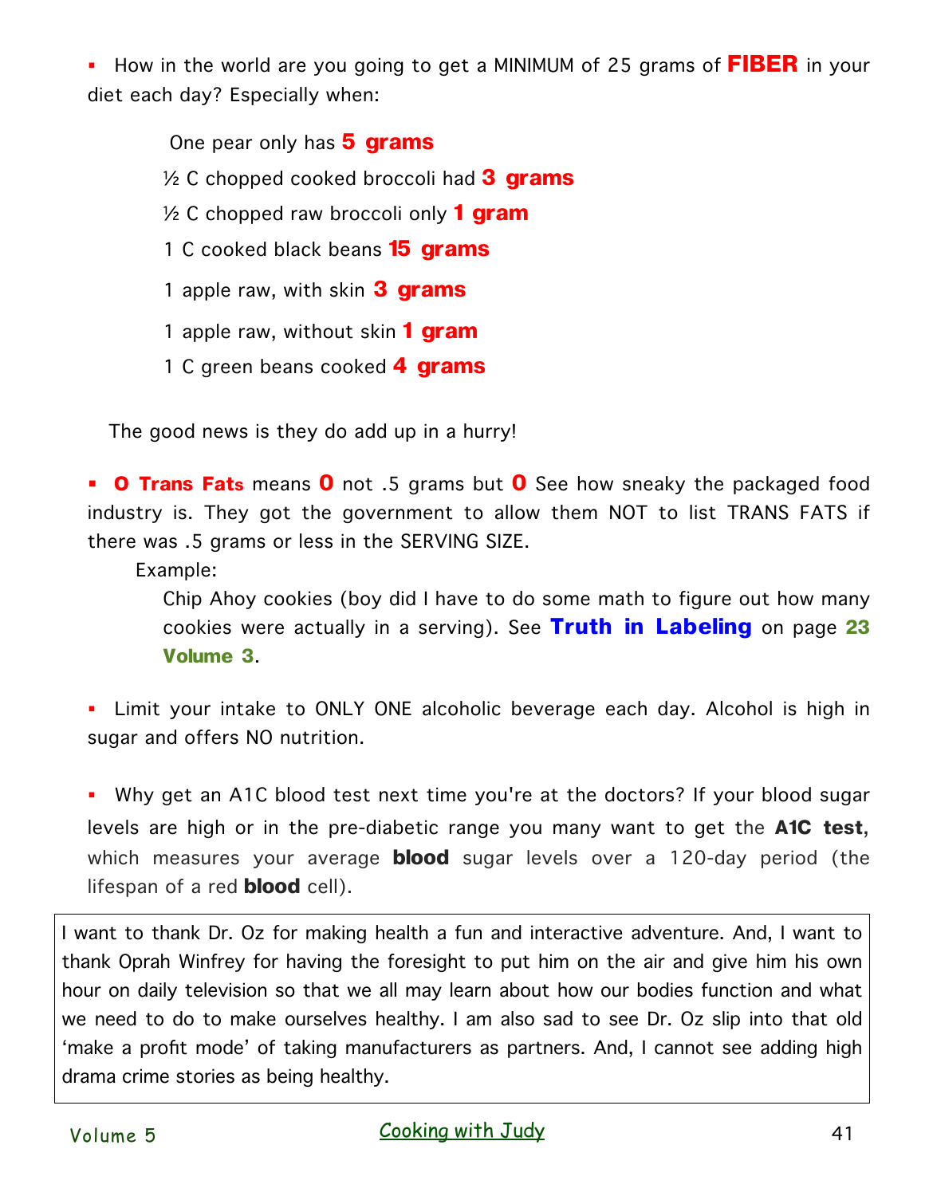- How in the world are you going to get a MINIMUM of 25 grams of **FIBER** in your diet each day? Especially when:

  One pear only has **5 grams**

  ½ C chopped cooked broccoli had **3 grams**

  ½ C chopped raw broccoli only **1 gram**

  1 C cooked black beans **15 grams**

  1 apple raw, with skin **3 grams**

  1 apple raw, without skin **1 gram**

  1 C green beans cooked **4 grams**

  The good news is they do add up in a hurry!

- **0 Trans Fats** means **0** not .5 grams but **0** See how sneaky the packaged food industry is. They got the government to allow them NOT to list TRANS FATS if there was .5 grams or less in the SERVING SIZE.

  Example:

  Chip Ahoy cookies (boy did I have to do some math to figure out how many cookies were actually in a serving). See **Truth in Labeling** on page **23 Volume 3**.

- Limit your intake to ONLY ONE alcoholic beverage each day. Alcohol is high in sugar and offers NO nutrition.

- Why get an A1C blood test next time you're at the doctors? If your blood sugar levels are high or in the pre-diabetic range you many want to get the **A1C test**, which measures your average **blood** sugar levels over a 120-day period (the lifespan of a red **blood** cell).

I want to thank Dr. Oz for making health a fun and interactive adventure. And, I want to thank Oprah Winfrey for having the foresight to put him on the air and give him his own hour on daily television so that we all may learn about how our bodies function and what we need to do to make ourselves healthy. I am also sad to see Dr. Oz slip into that old 'make a profit mode' of taking manufacturers as partners. And, I cannot see adding high drama crime stories as being healthy.